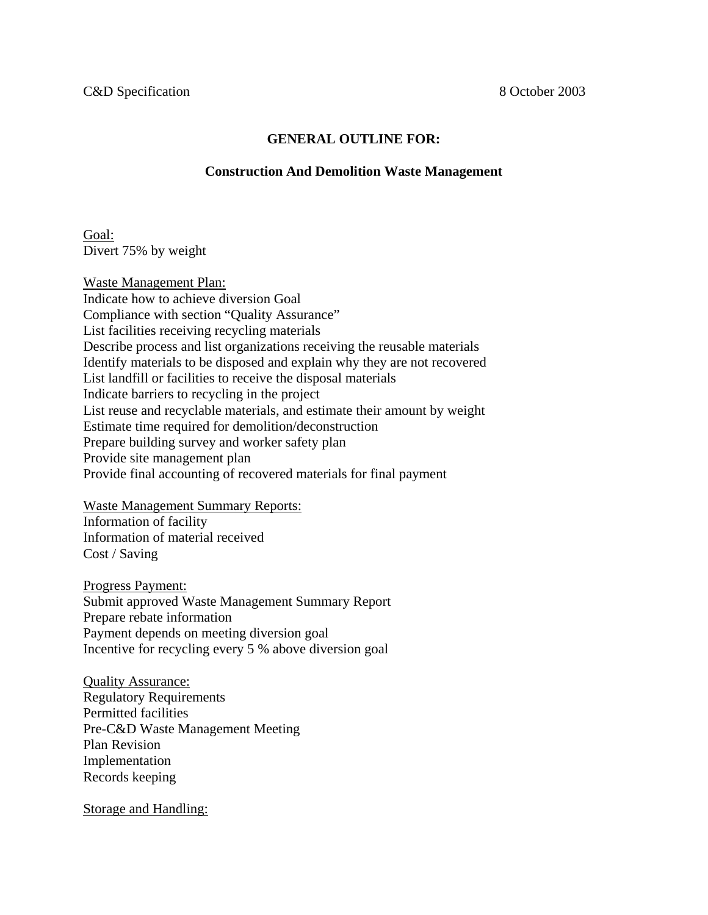C&D Specification 8 October 2003

## GENERAL OUTLINE FOR:

### Construction And Demolition Waste Management

Goal:
Divert 75% by weight

Waste Management Plan:
Indicate how to achieve diversion Goal
Compliance with section "Quality Assurance"
List facilities receiving recycling materials
Describe process and list organizations receiving the reusable materials
Identify materials to be disposed and explain why they are not recovered
List landfill or facilities to receive the disposal materials
Indicate barriers to recycling in the project
List reuse and recyclable materials, and estimate their amount by weight
Estimate time required for demolition/deconstruction
Prepare building survey and worker safety plan
Provide site management plan
Provide final accounting of recovered materials for final payment

Waste Management Summary Reports:
Information of facility
Information of material received
Cost / Saving

Progress Payment:
Submit approved Waste Management Summary Report
Prepare rebate information
Payment depends on meeting diversion goal
Incentive for recycling every 5 % above diversion goal

Quality Assurance:
Regulatory Requirements
Permitted facilities
Pre-C&D Waste Management Meeting
Plan Revision
Implementation
Records keeping

Storage and Handling: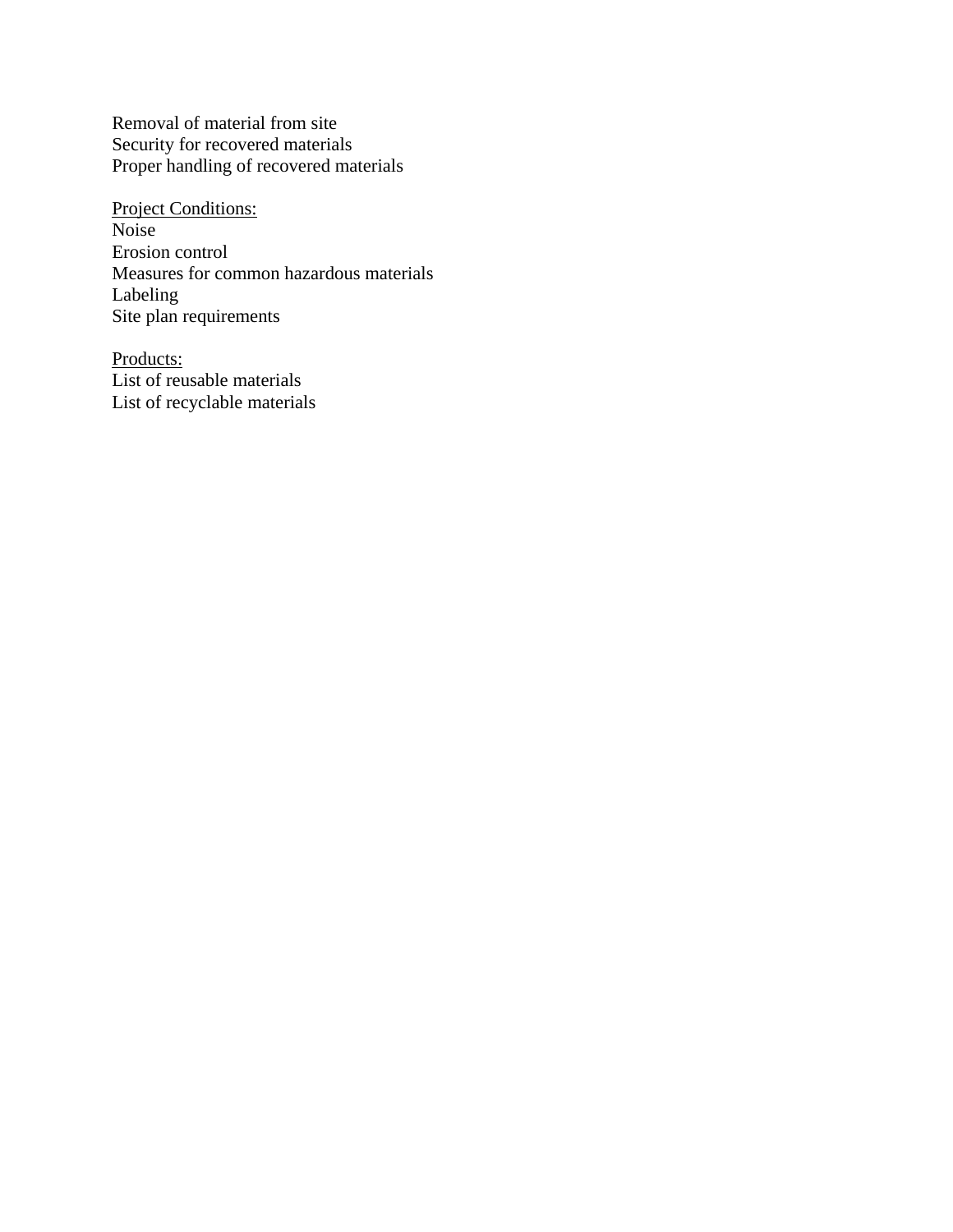Removal of material from site
Security for recovered materials
Proper handling of recovered materials

<u>Project Conditions:</u>
Noise
Erosion control
Measures for common hazardous materials
Labeling
Site plan requirements

<u>Products:</u>
List of reusable materials
List of recyclable materials